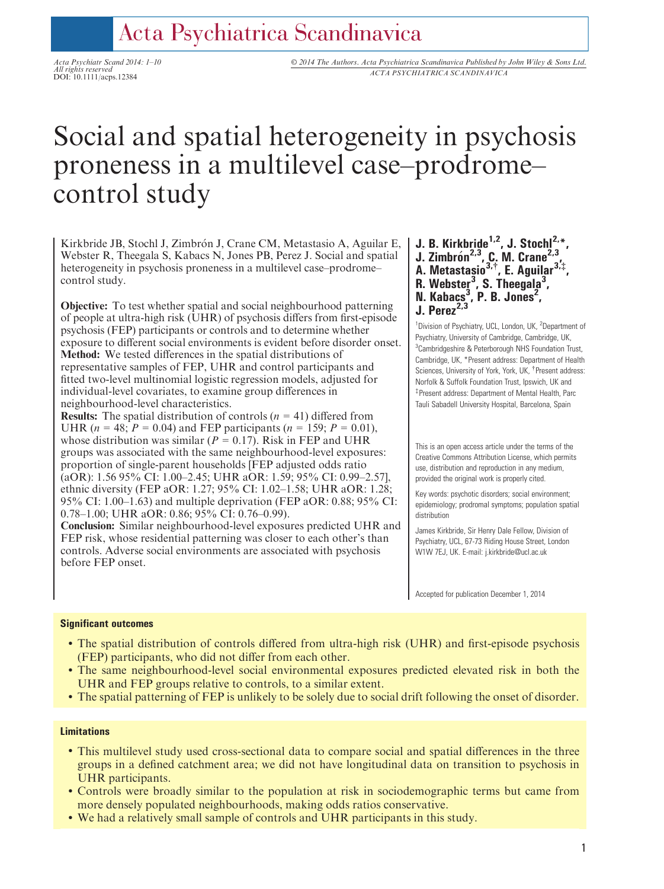# Social and spatial heterogeneity in psychosis proneness in a multilevel case–prodrome–control study

Kirkbride JB, Stochl J, Zimbrón J, Crane CM, Metastasio A, Aguilar E, Webster R, Theegala S, Kabacs N, Jones PB, Perez J. Social and spatial heterogeneity in psychosis proneness in a multilevel case–prodrome–control study.

**Objective:** To test whether spatial and social neighbourhood patterning of people at ultra-high risk (UHR) of psychosis differs from first-episode psychosis (FEP) participants or controls and to determine whether exposure to different social environments is evident before disorder onset.

**Method:** We tested differences in the spatial distributions of representative samples of FEP, UHR and control participants and fitted two-level multinomial logistic regression models, adjusted for individual-level covariates, to examine group differences in neighbourhood-level characteristics.

**Results:** The spatial distribution of controls ($n = 41$) differed from UHR ($n = 48$; $P = 0.04$) and FEP participants ($n = 159$; $P = 0.01$), whose distribution was similar ($P = 0.17$). Risk in FEP and UHR groups was associated with the same neighbourhood-level exposures: proportion of single-parent households [FEP adjusted odds ratio (aOR): 1.56 95% CI: 1.00–2.45; UHR aOR: 1.59; 95% CI: 0.99–2.57], ethnic diversity (FEP aOR: 1.27; 95% CI: 1.02–1.58; UHR aOR: 1.28; 95% CI: 1.00–1.63) and multiple deprivation (FEP aOR: 0.88; 95% CI: 0.78–1.00; UHR aOR: 0.86; 95% CI: 0.76–0.99).

**Conclusion:** Similar neighbourhood-level exposures predicted UHR and FEP risk, whose residential patterning was closer to each other's than controls. Adverse social environments are associated with psychosis before FEP onset.

**J. B. Kirkbride[1,2], J. Stochl[2,*], J. Zimbrón[2,3], C. M. Crane[2,3], A. Metastasio[3,†], E. Aguilar[3,‡], R. Webster[3], S. Theegala[3], N. Kabacs[3], P. B. Jones[2], J. Perez[2,3]**

[1]Division of Psychiatry, UCL, London, UK, [2]Department of Psychiatry, University of Cambridge, Cambridge, UK, [3]Cambridgeshire & Peterborough NHS Foundation Trust, Cambridge, UK, *Present address: Department of Health Sciences, University of York, York, UK, †Present address: Norfolk & Suffolk Foundation Trust, Ipswich, UK and ‡Present address: Department of Mental Health, Parc Tauli Sabadell University Hospital, Barcelona, Spain

This is an open access article under the terms of the Creative Commons Attribution License, which permits use, distribution and reproduction in any medium, provided the original work is properly cited.

Key words: psychotic disorders; social environment; epidemiology; prodromal symptoms; population spatial distribution

James Kirkbride, Sir Henry Dale Fellow, Division of Psychiatry, UCL, 67-73 Riding House Street, London W1W 7EJ, UK. E-mail: j.kirkbride@ucl.ac.uk

Accepted for publication December 1, 2014

### Significant outcomes

- The spatial distribution of controls differed from ultra-high risk (UHR) and first-episode psychosis (FEP) participants, who did not differ from each other.
- The same neighbourhood-level social environmental exposures predicted elevated risk in both the UHR and FEP groups relative to controls, to a similar extent.
- The spatial patterning of FEP is unlikely to be solely due to social drift following the onset of disorder.

### Limitations

- This multilevel study used cross-sectional data to compare social and spatial differences in the three groups in a defined catchment area; we did not have longitudinal data on transition to psychosis in UHR participants.
- Controls were broadly similar to the population at risk in sociodemographic terms but came from more densely populated neighbourhoods, making odds ratios conservative.
- We had a relatively small sample of controls and UHR participants in this study.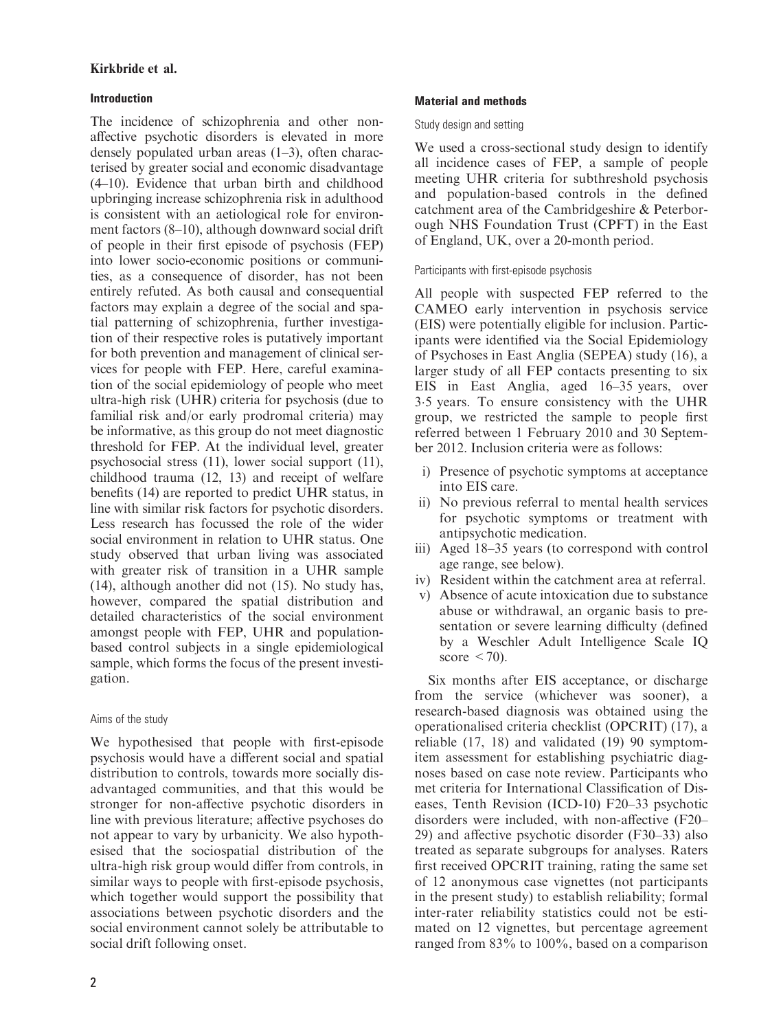## Introduction

The incidence of schizophrenia and other non-affective psychotic disorders is elevated in more densely populated urban areas (1–3), often characterised by greater social and economic disadvantage (4–10). Evidence that urban birth and childhood upbringing increase schizophrenia risk in adulthood is consistent with an aetiological role for environment factors (8–10), although downward social drift of people in their first episode of psychosis (FEP) into lower socio-economic positions or communities, as a consequence of disorder, has not been entirely refuted. As both causal and consequential factors may explain a degree of the social and spatial patterning of schizophrenia, further investigation of their respective roles is putatively important for both prevention and management of clinical services for people with FEP. Here, careful examination of the social epidemiology of people who meet ultra-high risk (UHR) criteria for psychosis (due to familial risk and/or early prodromal criteria) may be informative, as this group do not meet diagnostic threshold for FEP. At the individual level, greater psychosocial stress (11), lower social support (11), childhood trauma (12, 13) and receipt of welfare benefits (14) are reported to predict UHR status, in line with similar risk factors for psychotic disorders. Less research has focussed the role of the wider social environment in relation to UHR status. One study observed that urban living was associated with greater risk of transition in a UHR sample (14), although another did not (15). No study has, however, compared the spatial distribution and detailed characteristics of the social environment amongst people with FEP, UHR and population-based control subjects in a single epidemiological sample, which forms the focus of the present investigation.

### Aims of the study

We hypothesised that people with first-episode psychosis would have a different social and spatial distribution to controls, towards more socially disadvantaged communities, and that this would be stronger for non-affective psychotic disorders in line with previous literature; affective psychoses do not appear to vary by urbanicity. We also hypothesised that the sociospatial distribution of the ultra-high risk group would differ from controls, in similar ways to people with first-episode psychosis, which together would support the possibility that associations between psychotic disorders and the social environment cannot solely be attributable to social drift following onset.

## Material and methods

### Study design and setting

We used a cross-sectional study design to identify all incidence cases of FEP, a sample of people meeting UHR criteria for subthreshold psychosis and population-based controls in the defined catchment area of the Cambridgeshire & Peterborough NHS Foundation Trust (CPFT) in the East of England, UK, over a 20-month period.

### Participants with first-episode psychosis

All people with suspected FEP referred to the CAMEO early intervention in psychosis service (EIS) were potentially eligible for inclusion. Participants were identified via the Social Epidemiology of Psychoses in East Anglia (SEPEA) study (16), a larger study of all FEP contacts presenting to six EIS in East Anglia, aged 16–35 years, over 3·5 years. To ensure consistency with the UHR group, we restricted the sample to people first referred between 1 February 2010 and 30 September 2012. Inclusion criteria were as follows:

i) Presence of psychotic symptoms at acceptance into EIS care.
ii) No previous referral to mental health services for psychotic symptoms or treatment with antipsychotic medication.
iii) Aged 18–35 years (to correspond with control age range, see below).
iv) Resident within the catchment area at referral.
v) Absence of acute intoxication due to substance abuse or withdrawal, an organic basis to presentation or severe learning difficulty (defined by a Weschler Adult Intelligence Scale IQ score < 70).

Six months after EIS acceptance, or discharge from the service (whichever was sooner), a research-based diagnosis was obtained using the operationalised criteria checklist (OPCRIT) (17), a reliable (17, 18) and validated (19) 90 symptom-item assessment for establishing psychiatric diagnoses based on case note review. Participants who met criteria for International Classification of Diseases, Tenth Revision (ICD-10) F20–33 psychotic disorders were included, with non-affective (F20–29) and affective psychotic disorder (F30–33) also treated as separate subgroups for analyses. Raters first received OPCRIT training, rating the same set of 12 anonymous case vignettes (not participants in the present study) to establish reliability; formal inter-rater reliability statistics could not be estimated on 12 vignettes, but percentage agreement ranged from 83% to 100%, based on a comparison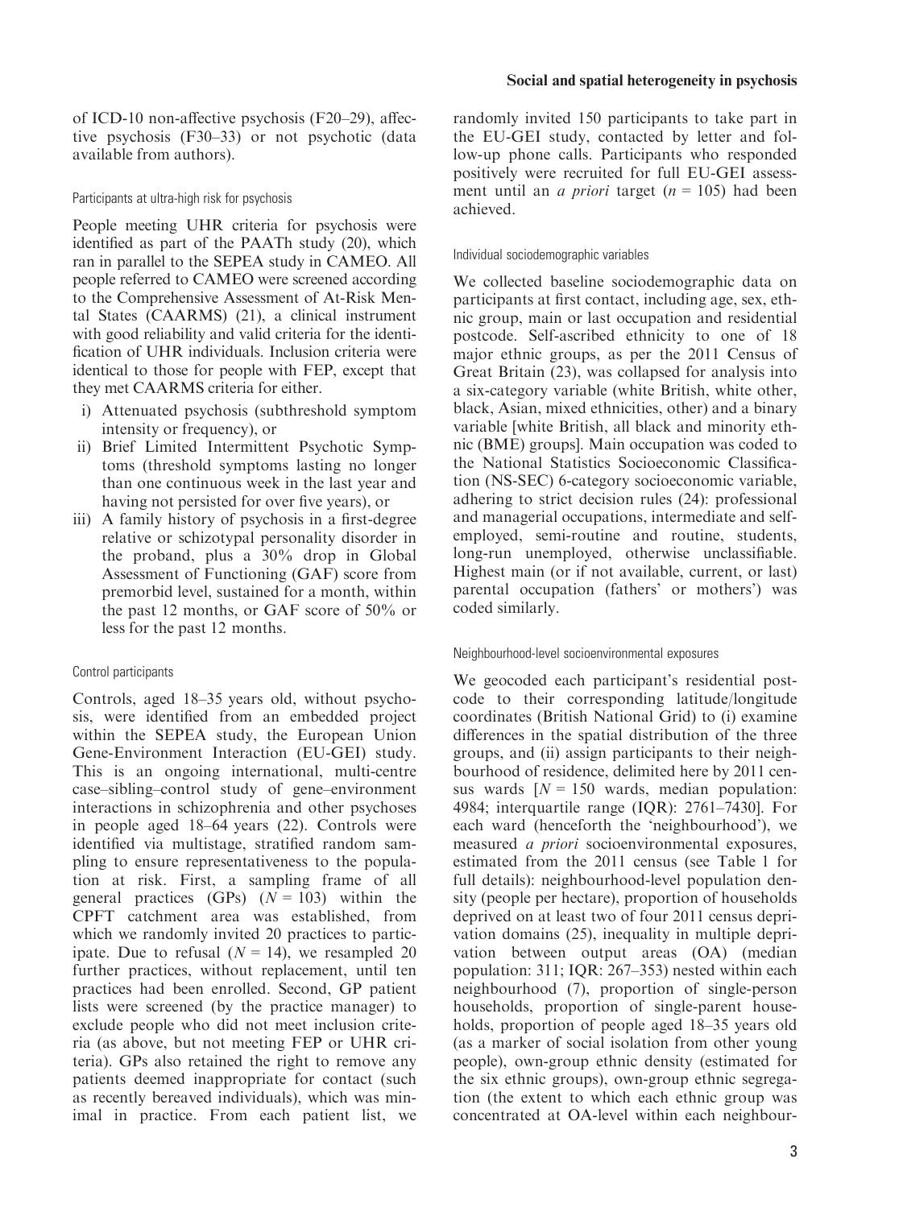of ICD-10 non-affective psychosis (F20–29), affective psychosis (F30–33) or not psychotic (data available from authors).

#### Participants at ultra-high risk for psychosis

People meeting UHR criteria for psychosis were identified as part of the PAATh study (20), which ran in parallel to the SEPEA study in CAMEO. All people referred to CAMEO were screened according to the Comprehensive Assessment of At-Risk Mental States (CAARMS) (21), a clinical instrument with good reliability and valid criteria for the identification of UHR individuals. Inclusion criteria were identical to those for people with FEP, except that they met CAARMS criteria for either.

i) Attenuated psychosis (subthreshold symptom intensity or frequency), or
ii) Brief Limited Intermittent Psychotic Symptoms (threshold symptoms lasting no longer than one continuous week in the last year and having not persisted for over five years), or
iii) A family history of psychosis in a first-degree relative or schizotypal personality disorder in the proband, plus a 30% drop in Global Assessment of Functioning (GAF) score from premorbid level, sustained for a month, within the past 12 months, or GAF score of 50% or less for the past 12 months.

#### Control participants

Controls, aged 18–35 years old, without psychosis, were identified from an embedded project within the SEPEA study, the European Union Gene-Environment Interaction (EU-GEI) study. This is an ongoing international, multi-centre case–sibling–control study of gene–environment interactions in schizophrenia and other psychoses in people aged 18–64 years (22). Controls were identified via multistage, stratified random sampling to ensure representativeness to the population at risk. First, a sampling frame of all general practices (GPs) ($N = 103$) within the CPFT catchment area was established, from which we randomly invited 20 practices to participate. Due to refusal ($N = 14$), we resampled 20 further practices, without replacement, until ten practices had been enrolled. Second, GP patient lists were screened (by the practice manager) to exclude people who did not meet inclusion criteria (as above, but not meeting FEP or UHR criteria). GPs also retained the right to remove any patients deemed inappropriate for contact (such as recently bereaved individuals), which was minimal in practice. From each patient list, we randomly invited 150 participants to take part in the EU-GEI study, contacted by letter and follow-up phone calls. Participants who responded positively were recruited for full EU-GEI assessment until an *a priori* target ($n = 105$) had been achieved.

#### Individual sociodemographic variables

We collected baseline sociodemographic data on participants at first contact, including age, sex, ethnic group, main or last occupation and residential postcode. Self-ascribed ethnicity to one of 18 major ethnic groups, as per the 2011 Census of Great Britain (23), was collapsed for analysis into a six-category variable (white British, white other, black, Asian, mixed ethnicities, other) and a binary variable [white British, all black and minority ethnic (BME) groups]. Main occupation was coded to the National Statistics Socioeconomic Classification (NS-SEC) 6-category socioeconomic variable, adhering to strict decision rules (24): professional and managerial occupations, intermediate and self-employed, semi-routine and routine, students, long-run unemployed, otherwise unclassifiable. Highest main (or if not available, current, or last) parental occupation (fathers' or mothers') was coded similarly.

#### Neighbourhood-level socioenvironmental exposures

We geocoded each participant's residential postcode to their corresponding latitude/longitude coordinates (British National Grid) to (i) examine differences in the spatial distribution of the three groups, and (ii) assign participants to their neighbourhood of residence, delimited here by 2011 census wards [$N = 150$ wards, median population: 4984; interquartile range (IQR): 2761–7430]. For each ward (henceforth the 'neighbourhood'), we measured *a priori* socioenvironmental exposures, estimated from the 2011 census (see Table 1 for full details): neighbourhood-level population density (people per hectare), proportion of households deprived on at least two of four 2011 census deprivation domains (25), inequality in multiple deprivation between output areas (OA) (median population: 311; IQR: 267–353) nested within each neighbourhood (7), proportion of single-person households, proportion of single-parent households, proportion of people aged 18–35 years old (as a marker of social isolation from other young people), own-group ethnic density (estimated for the six ethnic groups), own-group ethnic segregation (the extent to which each ethnic group was concentrated at OA-level within each neighbour-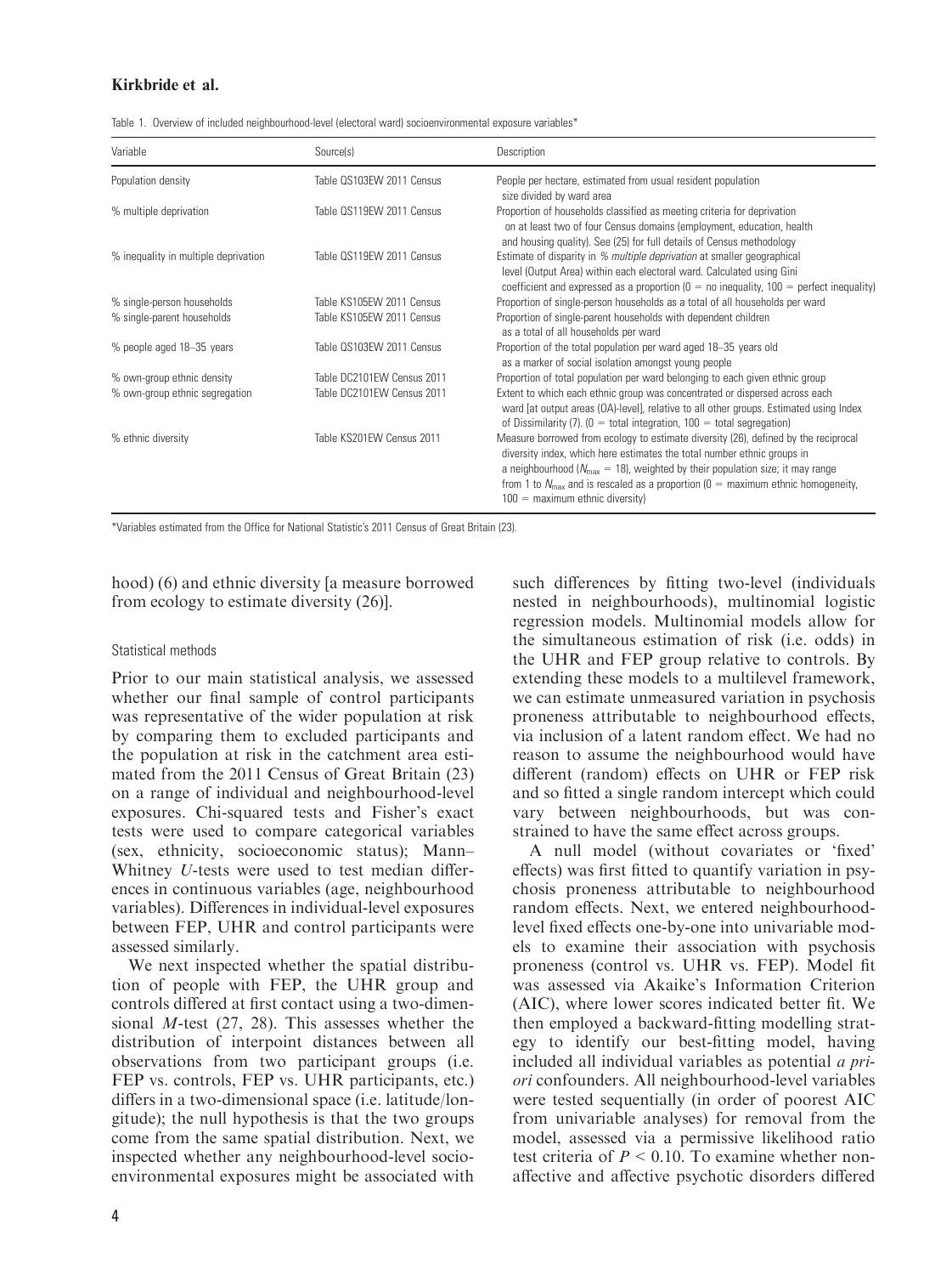Table 1. Overview of included neighbourhood-level (electoral ward) socioenvironmental exposure variables*

| Variable | Source(s) | Description |
|---|---|---|
| Population density | Table QS103EW 2011 Census | People per hectare, estimated from usual resident population size divided by ward area |
| % multiple deprivation | Table QS119EW 2011 Census | Proportion of households classified as meeting criteria for deprivation on at least two of four Census domains (employment, education, health and housing quality). See (25) for full details of Census methodology |
| % inequality in multiple deprivation | Table QS119EW 2011 Census | Estimate of disparity in *% multiple deprivation* at smaller geographical level (Output Area) within each electoral ward. Calculated using Gini coefficient and expressed as a proportion (0 = no inequality, 100 = perfect inequality) |
| % single-person households | Table KS105EW 2011 Census | Proportion of single-person households as a total of all households per ward |
| % single-parent households | Table KS105EW 2011 Census | Proportion of single-parent households with dependent children as a total of all households per ward |
| % people aged 18–35 years | Table QS103EW 2011 Census | Proportion of the total population per ward aged 18–35 years old as a marker of social isolation amongst young people |
| % own-group ethnic density | Table DC2101EW Census 2011 | Proportion of total population per ward belonging to each given ethnic group |
| % own-group ethnic segregation | Table DC2101EW Census 2011 | Extent to which each ethnic group was concentrated or dispersed across each ward [at output areas (OA)-level], relative to all other groups. Estimated using Index of Dissimilarity (7). (0 = total integration, 100 = total segregation) |
| % ethnic diversity | Table KS201EW Census 2011 | Measure borrowed from ecology to estimate diversity (26), defined by the reciprocal diversity index, which here estimates the total number ethnic groups in a neighbourhood ($N_{max}$ = 18), weighted by their population size; it may range from 1 to $N_{max}$ and is rescaled as a proportion (0 = maximum ethnic homogeneity, 100 = maximum ethnic diversity) |

*Variables estimated from the Office for National Statistic's 2011 Census of Great Britain (23).

hood) (6) and ethnic diversity [a measure borrowed from ecology to estimate diversity (26)].

### Statistical methods

Prior to our main statistical analysis, we assessed whether our final sample of control participants was representative of the wider population at risk by comparing them to excluded participants and the population at risk in the catchment area estimated from the 2011 Census of Great Britain (23) on a range of individual and neighbourhood-level exposures. Chi-squared tests and Fisher's exact tests were used to compare categorical variables (sex, ethnicity, socioeconomic status); Mann–Whitney *U*-tests were used to test median differences in continuous variables (age, neighbourhood variables). Differences in individual-level exposures between FEP, UHR and control participants were assessed similarly.

We next inspected whether the spatial distribution of people with FEP, the UHR group and controls differed at first contact using a two-dimensional *M*-test (27, 28). This assesses whether the distribution of interpoint distances between all observations from two participant groups (i.e. FEP vs. controls, FEP vs. UHR participants, etc.) differs in a two-dimensional space (i.e. latitude/longitude); the null hypothesis is that the two groups come from the same spatial distribution. Next, we inspected whether any neighbourhood-level socioenvironmental exposures might be associated with such differences by fitting two-level (individuals nested in neighbourhoods), multinomial logistic regression models. Multinomial models allow for the simultaneous estimation of risk (i.e. odds) in the UHR and FEP group relative to controls. By extending these models to a multilevel framework, we can estimate unmeasured variation in psychosis proneness attributable to neighbourhood effects, via inclusion of a latent random effect. We had no reason to assume the neighbourhood would have different (random) effects on UHR or FEP risk and so fitted a single random intercept which could vary between neighbourhoods, but was constrained to have the same effect across groups.

A null model (without covariates or 'fixed' effects) was first fitted to quantify variation in psychosis proneness attributable to neighbourhood random effects. Next, we entered neighbourhood-level fixed effects one-by-one into univariable models to examine their association with psychosis proneness (control vs. UHR vs. FEP). Model fit was assessed via Akaike's Information Criterion (AIC), where lower scores indicated better fit. We then employed a backward-fitting modelling strategy to identify our best-fitting model, having included all individual variables as potential *a priori* confounders. All neighbourhood-level variables were tested sequentially (in order of poorest AIC from univariable analyses) for removal from the model, assessed via a permissive likelihood ratio test criteria of $P < 0.10$. To examine whether non-affective and affective psychotic disorders differed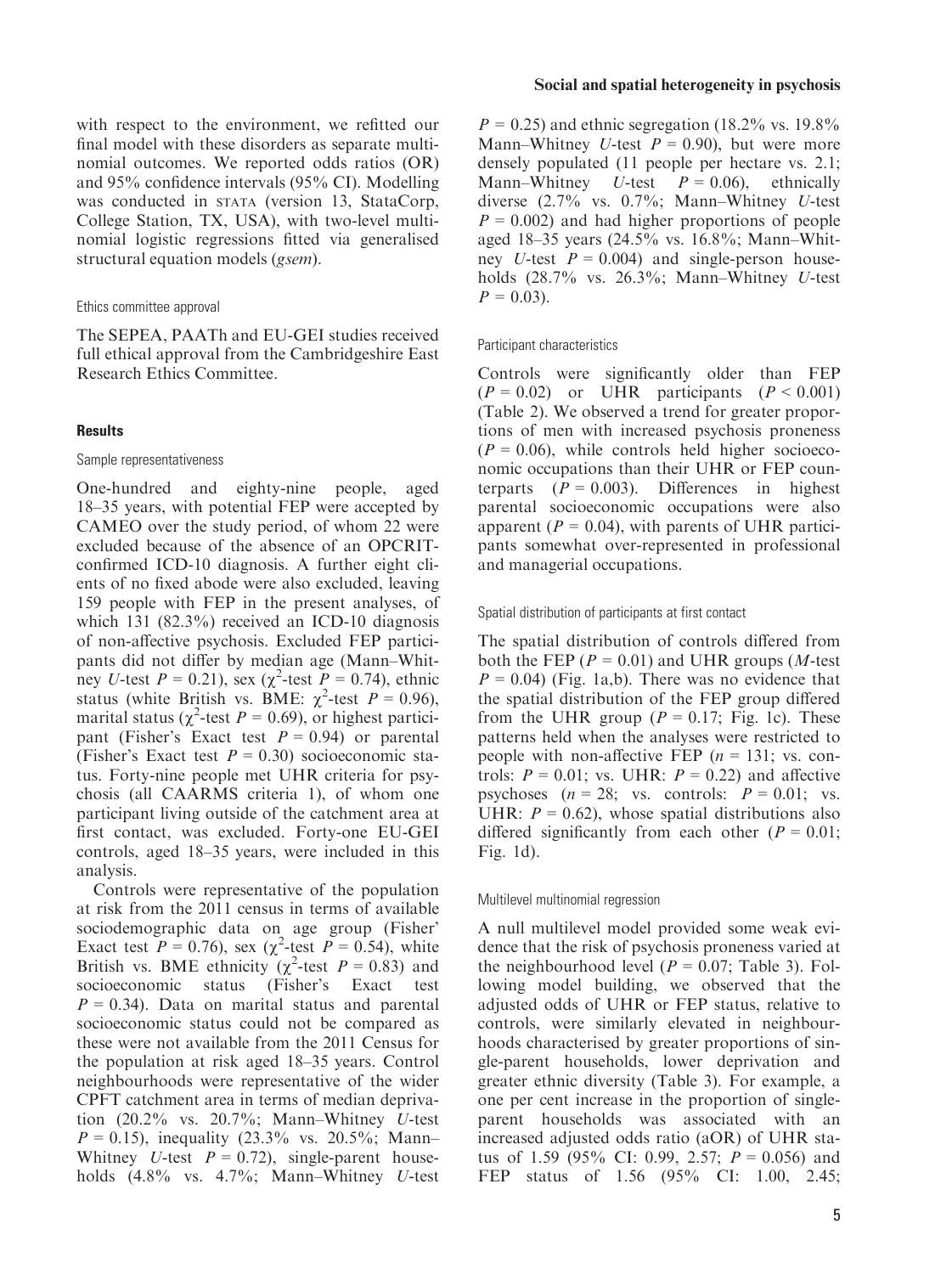with respect to the environment, we refitted our final model with these disorders as separate multinomial outcomes. We reported odds ratios (OR) and 95% confidence intervals (95% CI). Modelling was conducted in STATA (version 13, StataCorp, College Station, TX, USA), with two-level multinomial logistic regressions fitted via generalised structural equation models (*gsem*).

### Ethics committee approval

The SEPEA, PAATh and EU-GEI studies received full ethical approval from the Cambridgeshire East Research Ethics Committee.

## Results

### Sample representativeness

One-hundred and eighty-nine people, aged 18–35 years, with potential FEP were accepted by CAMEO over the study period, of whom 22 were excluded because of the absence of an OPCRIT-confirmed ICD-10 diagnosis. A further eight clients of no fixed abode were also excluded, leaving 159 people with FEP in the present analyses, of which 131 (82.3%) received an ICD-10 diagnosis of non-affective psychosis. Excluded FEP participants did not differ by median age (Mann–Whitney *U*-test $P = 0.21$), sex ($\chi^2$-test $P = 0.74$), ethnic status (white British vs. BME: $\chi^2$-test $P = 0.96$), marital status ($\chi^2$-test $P = 0.69$), or highest participant (Fisher's Exact test $P = 0.94$) or parental (Fisher's Exact test $P = 0.30$) socioeconomic status. Forty-nine people met UHR criteria for psychosis (all CAARMS criteria 1), of whom one participant living outside of the catchment area at first contact, was excluded. Forty-one EU-GEI controls, aged 18–35 years, were included in this analysis.

Controls were representative of the population at risk from the 2011 census in terms of available sociodemographic data on age group (Fisher' Exact test $P = 0.76$), sex ($\chi^2$-test $P = 0.54$), white British vs. BME ethnicity ($\chi^2$-test $P = 0.83$) and socioeconomic status (Fisher's Exact test $P = 0.34$). Data on marital status and parental socioeconomic status could not be compared as these were not available from the 2011 Census for the population at risk aged 18–35 years. Control neighbourhoods were representative of the wider CPFT catchment area in terms of median deprivation (20.2% vs. 20.7%; Mann–Whitney *U*-test $P = 0.15$), inequality (23.3% vs. 20.5%; Mann–Whitney *U*-test $P = 0.72$), single-parent households (4.8% vs. 4.7%; Mann–Whitney *U*-test $P = 0.25$) and ethnic segregation (18.2% vs. 19.8% Mann–Whitney *U*-test $P = 0.90$), but were more densely populated (11 people per hectare vs. 2.1; Mann–Whitney *U*-test $P = 0.06$), ethnically diverse (2.7% vs. 0.7%; Mann–Whitney *U*-test $P = 0.002$) and had higher proportions of people aged 18–35 years (24.5% vs. 16.8%; Mann–Whitney *U*-test $P = 0.004$) and single-person households (28.7% vs. 26.3%; Mann–Whitney *U*-test $P = 0.03$).

### Participant characteristics

Controls were significantly older than FEP ($P = 0.02$) or UHR participants ($P < 0.001$) (Table 2). We observed a trend for greater proportions of men with increased psychosis proneness ($P = 0.06$), while controls held higher socioeconomic occupations than their UHR or FEP counterparts ($P = 0.003$). Differences in highest parental socioeconomic occupations were also apparent ($P = 0.04$), with parents of UHR participants somewhat over-represented in professional and managerial occupations.

### Spatial distribution of participants at first contact

The spatial distribution of controls differed from both the FEP ($P = 0.01$) and UHR groups (*M*-test $P = 0.04$) (Fig. 1a,b). There was no evidence that the spatial distribution of the FEP group differed from the UHR group ($P = 0.17$; Fig. 1c). These patterns held when the analyses were restricted to people with non-affective FEP ($n = 131$; vs. controls: $P = 0.01$; vs. UHR: $P = 0.22$) and affective psychoses ($n = 28$; vs. controls: $P = 0.01$; vs. UHR: $P = 0.62$), whose spatial distributions also differed significantly from each other ($P = 0.01$; Fig. 1d).

### Multilevel multinomial regression

A null multilevel model provided some weak evidence that the risk of psychosis proneness varied at the neighbourhood level ($P = 0.07$; Table 3). Following model building, we observed that the adjusted odds of UHR or FEP status, relative to controls, were similarly elevated in neighbourhoods characterised by greater proportions of single-parent households, lower deprivation and greater ethnic diversity (Table 3). For example, a one per cent increase in the proportion of single-parent households was associated with an increased adjusted odds ratio (aOR) of UHR status of 1.59 (95% CI: 0.99, 2.57; $P = 0.056$) and FEP status of 1.56 (95% CI: 1.00, 2.45;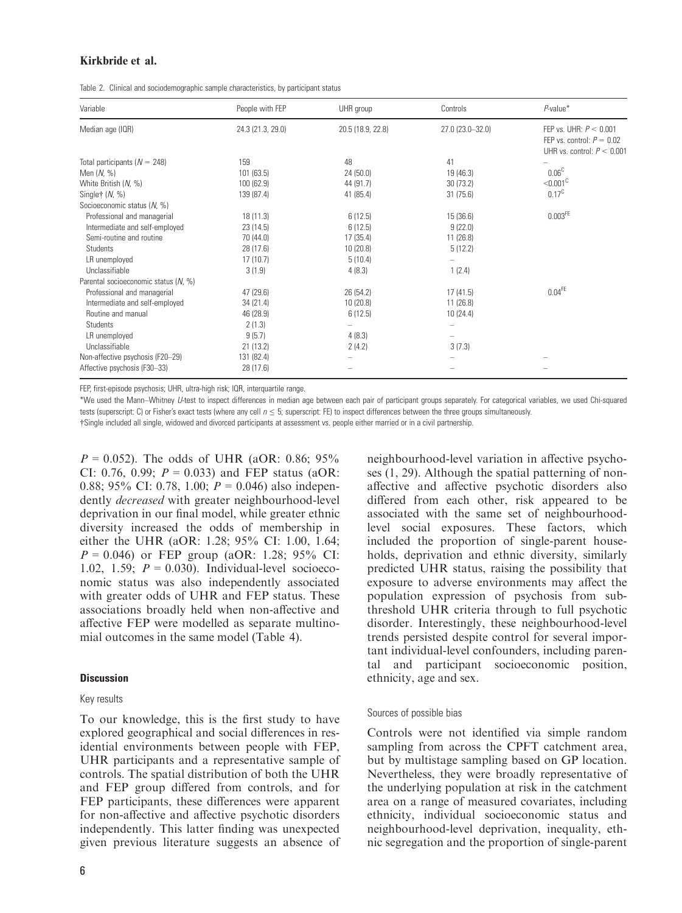Table 2. Clinical and sociodemographic sample characteristics, by participant status

| Variable | People with FEP | UHR group | Controls | *P*-value* |
|---|---|---|---|---|
| Median age (IQR) | 24.3 (21.3, 29.0) | 20.5 (18.9, 22.8) | 27.0 (23.0–32.0) | FEP vs. UHR: $P < 0.001$ FEP vs. control: $P = 0.02$ UHR vs. control: $P < 0.001$ |
| Total participants ($N = 248$) | 159 | 48 | 41 | – |
| Men (*N*, %) | 101 (63.5) | 24 (50.0) | 19 (46.3) | 0.06[C] |
| White British (*N*, %) | 100 (62.9) | 44 (91.7) | 30 (73.2) | <0.001[C] |
| Single† (*N*, %) | 139 (87.4) | 41 (85.4) | 31 (75.6) | 0.17[C] |
| Socioeconomic status (*N*, %) | | | | |
| Professional and managerial | 18 (11.3) | 6 (12.5) | 15 (36.6) | 0.003[FE] |
| Intermediate and self-employed | 23 (14.5) | 6 (12.5) | 9 (22.0) | |
| Semi-routine and routine | 70 (44.0) | 17 (35.4) | 11 (26.8) | |
| Students | 28 (17.6) | 10 (20.8) | 5 (12.2) | |
| LR unemployed | 17 (10.7) | 5 (10.4) | – | |
| Unclassifiable | 3 (1.9) | 4 (8.3) | 1 (2.4) | |
| Parental socioeconomic status (*N*, %) | | | | |
| Professional and managerial | 47 (29.6) | 26 (54.2) | 17 (41.5) | 0.04[FE] |
| Intermediate and self-employed | 34 (21.4) | 10 (20.8) | 11 (26.8) | |
| Routine and manual | 46 (28.9) | 6 (12.5) | 10 (24.4) | |
| Students | 2 (1.3) | – | – | |
| LR unemployed | 9 (5.7) | 4 (8.3) | – | |
| Unclassifiable | 21 (13.2) | 2 (4.2) | 3 (7.3) | |
| Non-affective psychosis (F20–29) | 131 (82.4) | – | – | – |
| Affective psychosis (F30–33) | 28 (17.6) | – | – | – |

FEP, first-episode psychosis; UHR, ultra-high risk; IQR, interquartile range.

*We used the Mann–Whitney *U*-test to inspect differences in median age between each pair of participant groups separately. For categorical variables, we used Chi-squared tests (superscript: C) or Fisher's exact tests (where any cell $n \leq 5$; superscript: FE) to inspect differences between the three groups simultaneously.

†Single included all single, widowed and divorced participants at assessment vs. people either married or in a civil partnership.

$P = 0.052$). The odds of UHR (aOR: 0.86; 95% CI: 0.76, 0.99; $P = 0.033$) and FEP status (aOR: 0.88; 95% CI: 0.78, 1.00; $P = 0.046$) also independently *decreased* with greater neighbourhood-level deprivation in our final model, while greater ethnic diversity increased the odds of membership in either the UHR (aOR: 1.28; 95% CI: 1.00, 1.64; $P = 0.046$) or FEP group (aOR: 1.28; 95% CI: 1.02, 1.59; $P = 0.030$). Individual-level socioeconomic status was also independently associated with greater odds of UHR and FEP status. These associations broadly held when non-affective and affective FEP were modelled as separate multinomial outcomes in the same model (Table 4).

## Discussion

### Key results

To our knowledge, this is the first study to have explored geographical and social differences in residential environments between people with FEP, UHR participants and a representative sample of controls. The spatial distribution of both the UHR and FEP group differed from controls, and for FEP participants, these differences were apparent for non-affective and affective psychotic disorders independently. This latter finding was unexpected given previous literature suggests an absence of neighbourhood-level variation in affective psychoses (1, 29). Although the spatial patterning of non-affective and affective psychotic disorders also differed from each other, risk appeared to be associated with the same set of neighbourhood-level social exposures. These factors, which included the proportion of single-parent households, deprivation and ethnic diversity, similarly predicted UHR status, raising the possibility that exposure to adverse environments may affect the population expression of psychosis from subthreshold UHR criteria through to full psychotic disorder. Interestingly, these neighbourhood-level trends persisted despite control for several important individual-level confounders, including parental and participant socioeconomic position, ethnicity, age and sex.

### Sources of possible bias

Controls were not identified via simple random sampling from across the CPFT catchment area, but by multistage sampling based on GP location. Nevertheless, they were broadly representative of the underlying population at risk in the catchment area on a range of measured covariates, including ethnicity, individual socioeconomic status and neighbourhood-level deprivation, inequality, ethnic segregation and the proportion of single-parent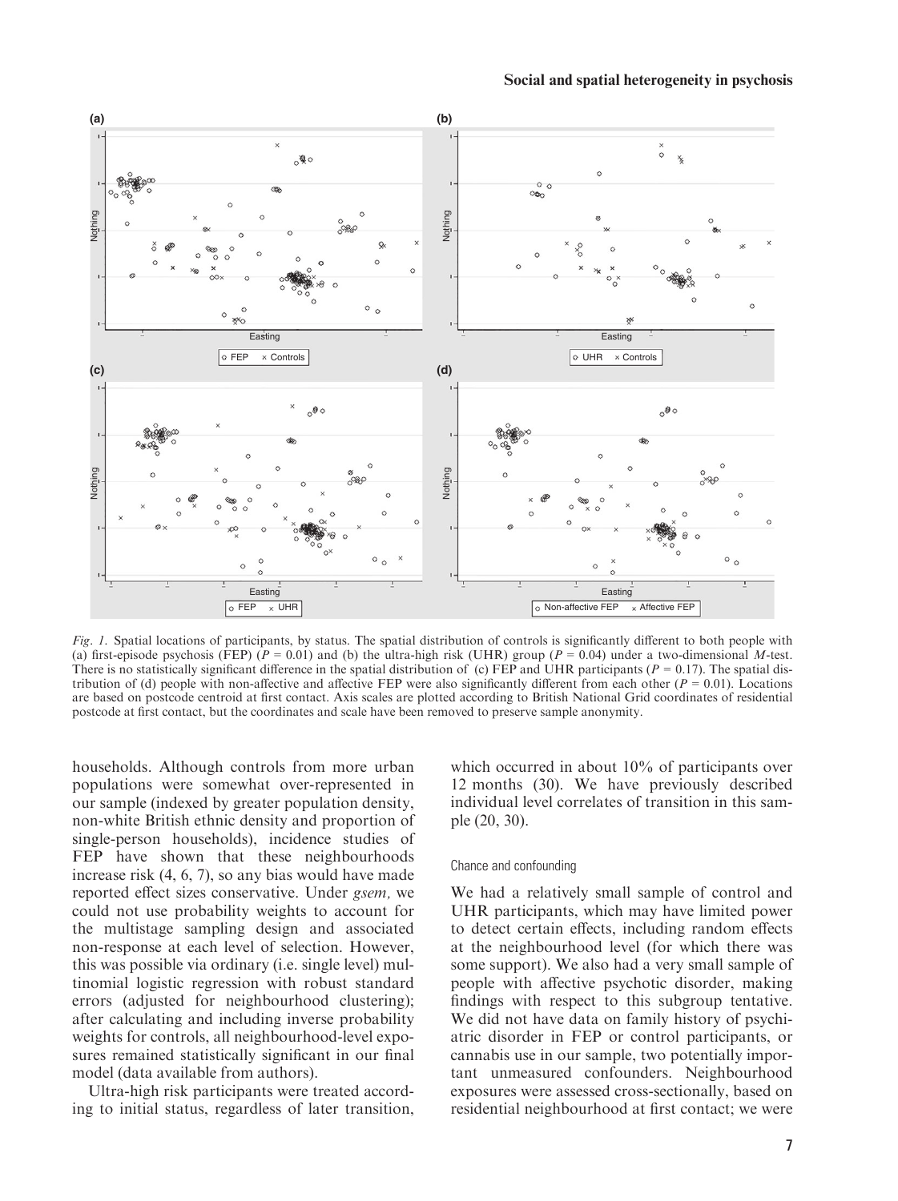(a)

Nothing

Easting

○ FEP × Controls

(b)

Nothing

Easting

○ UHR × Controls

(c)

Nothing

Easting

○ FEP × UHR

(d)

Nothing

Easting

○ Non-affective FEP × Affective FEP

*Fig. 1.* Spatial locations of participants, by status. The spatial distribution of controls is significantly different to both people with (a) first-episode psychosis (FEP) ($P = 0.01$) and (b) the ultra-high risk (UHR) group ($P = 0.04$) under a two-dimensional *M*-test. There is no statistically significant difference in the spatial distribution of (c) FEP and UHR participants ($P = 0.17$). The spatial distribution of (d) people with non-affective and affective FEP were also significantly different from each other ($P = 0.01$). Locations are based on postcode centroid at first contact. Axis scales are plotted according to British National Grid coordinates of residential postcode at first contact, but the coordinates and scale have been removed to preserve sample anonymity.

households. Although controls from more urban populations were somewhat over-represented in our sample (indexed by greater population density, non-white British ethnic density and proportion of single-person households), incidence studies of FEP have shown that these neighbourhoods increase risk (4, 6, 7), so any bias would have made reported effect sizes conservative. Under *gsem,* we could not use probability weights to account for the multistage sampling design and associated non-response at each level of selection. However, this was possible via ordinary (i.e. single level) multinomial logistic regression with robust standard errors (adjusted for neighbourhood clustering); after calculating and including inverse probability weights for controls, all neighbourhood-level exposures remained statistically significant in our final model (data available from authors).

Ultra-high risk participants were treated according to initial status, regardless of later transition, which occurred in about 10% of participants over 12 months (30). We have previously described individual level correlates of transition in this sample (20, 30).

### Chance and confounding

We had a relatively small sample of control and UHR participants, which may have limited power to detect certain effects, including random effects at the neighbourhood level (for which there was some support). We also had a very small sample of people with affective psychotic disorder, making findings with respect to this subgroup tentative. We did not have data on family history of psychiatric disorder in FEP or control participants, or cannabis use in our sample, two potentially important unmeasured confounders. Neighbourhood exposures were assessed cross-sectionally, based on residential neighbourhood at first contact; we were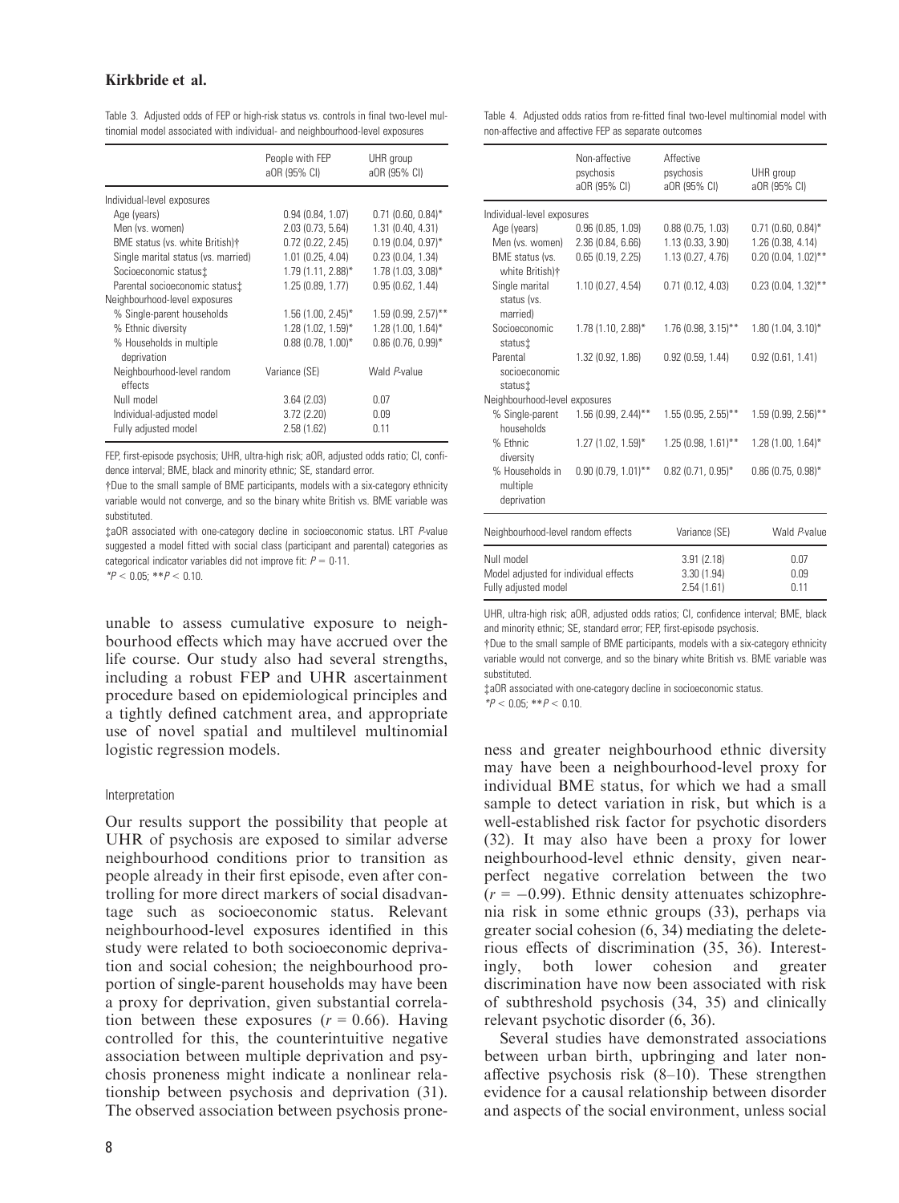Table 3. Adjusted odds of FEP or high-risk status vs. controls in final two-level multinomial model associated with individual- and neighbourhood-level exposures

| | People with FEP aOR (95% CI) | UHR group aOR (95% CI) |
|---|---|---|
| Individual-level exposures | | |
| Age (years) | 0.94 (0.84, 1.07) | 0.71 (0.60, 0.84)* |
| Men (vs. women) | 2.03 (0.73, 5.64) | 1.31 (0.40, 4.31) |
| BME status (vs. white British)† | 0.72 (0.22, 2.45) | 0.19 (0.04, 0.97)* |
| Single marital status (vs. married) | 1.01 (0.25, 4.04) | 0.23 (0.04, 1.34) |
| Socioeconomic status‡ | 1.79 (1.11, 2.88)* | 1.78 (1.03, 3.08)* |
| Parental socioeconomic status‡ | 1.25 (0.89, 1.77) | 0.95 (0.62, 1.44) |
| Neighbourhood-level exposures | | |
| % Single-parent households | 1.56 (1.00, 2.45)* | 1.59 (0.99, 2.57)** |
| % Ethnic diversity | 1.28 (1.02, 1.59)* | 1.28 (1.00, 1.64)* |
| % Households in multiple deprivation | 0.88 (0.78, 1.00)* | 0.86 (0.76, 0.99)* |
| Neighbourhood-level random effects | Variance (SE) | Wald *P*-value |
| Null model | 3.64 (2.03) | 0.07 |
| Individual-adjusted model | 3.72 (2.20) | 0.09 |
| Fully adjusted model | 2.58 (1.62) | 0.11 |

FEP, first-episode psychosis; UHR, ultra-high risk; aOR, adjusted odds ratio; CI, confidence interval; BME, black and minority ethnic; SE, standard error.

†Due to the small sample of BME participants, models with a six-category ethnicity variable would not converge, and so the binary white British vs. BME variable was substituted.

‡aOR associated with one-category decline in socioeconomic status. LRT *P*-value suggested a model fitted with social class (participant and parental) categories as categorical indicator variables did not improve fit: $P = 0.11$.

$^{*}P < 0.05$; $^{**}P < 0.10$.

Table 4. Adjusted odds ratios from re-fitted final two-level multinomial model with non-affective and affective FEP as separate outcomes

| | Non-affective psychosis aOR (95% CI) | Affective psychosis aOR (95% CI) | UHR group aOR (95% CI) |
|---|---|---|---|
| Individual-level exposures | | | |
| Age (years) | 0.96 (0.85, 1.09) | 0.88 (0.75, 1.03) | 0.71 (0.60, 0.84)* |
| Men (vs. women) | 2.36 (0.84, 6.66) | 1.13 (0.33, 3.90) | 1.26 (0.38, 4.14) |
| BME status (vs. white British)† | 0.65 (0.19, 2.25) | 1.13 (0.27, 4.76) | 0.20 (0.04, 1.02)** |
| Single marital status (vs. married) | 1.10 (0.27, 4.54) | 0.71 (0.12, 4.03) | 0.23 (0.04, 1.32)** |
| Socioeconomic status‡ | 1.78 (1.10, 2.88)* | 1.76 (0.98, 3.15)** | 1.80 (1.04, 3.10)* |
| Parental socioeconomic status‡ | 1.32 (0.92, 1.86) | 0.92 (0.59, 1.44) | 0.92 (0.61, 1.41) |
| Neighbourhood-level exposures | | | |
| % Single-parent households | 1.56 (0.99, 2.44)** | 1.55 (0.95, 2.55)** | 1.59 (0.99, 2.56)** |
| % Ethnic diversity | 1.27 (1.02, 1.59)* | 1.25 (0.98, 1.61)** | 1.28 (1.00, 1.64)* |
| % Households in multiple deprivation | 0.90 (0.79, 1.01)** | 0.82 (0.71, 0.95)* | 0.86 (0.75, 0.98)* |
| Neighbourhood-level random effects | | Variance (SE) | Wald *P*-value |
| Null model | | 3.91 (2.18) | 0.07 |
| Model adjusted for individual effects | | 3.30 (1.94) | 0.09 |
| Fully adjusted model | | 2.54 (1.61) | 0.11 |

UHR, ultra-high risk; aOR, adjusted odds ratios; CI, confidence interval; BME, black and minority ethnic; SE, standard error; FEP, first-episode psychosis.

†Due to the small sample of BME participants, models with a six-category ethnicity variable would not converge, and so the binary white British vs. BME variable was substituted.

‡aOR associated with one-category decline in socioeconomic status.

$^{*}P < 0.05$; $^{**}P < 0.10$.

unable to assess cumulative exposure to neighbourhood effects which may have accrued over the life course. Our study also had several strengths, including a robust FEP and UHR ascertainment procedure based on epidemiological principles and a tightly defined catchment area, and appropriate use of novel spatial and multilevel multinomial logistic regression models.

#### Interpretation

Our results support the possibility that people at UHR of psychosis are exposed to similar adverse neighbourhood conditions prior to transition as people already in their first episode, even after controlling for more direct markers of social disadvantage such as socioeconomic status. Relevant neighbourhood-level exposures identified in this study were related to both socioeconomic deprivation and social cohesion; the neighbourhood proportion of single-parent households may have been a proxy for deprivation, given substantial correlation between these exposures ($r = 0.66$). Having controlled for this, the counterintuitive negative association between multiple deprivation and psychosis proneness might indicate a nonlinear relationship between psychosis and deprivation (31). The observed association between psychosis proneness and greater neighbourhood ethnic diversity may have been a neighbourhood-level proxy for individual BME status, for which we had a small sample to detect variation in risk, but which is a well-established risk factor for psychotic disorders (32). It may also have been a proxy for lower neighbourhood-level ethnic density, given near-perfect negative correlation between the two ($r = -0.99$). Ethnic density attenuates schizophrenia risk in some ethnic groups (33), perhaps via greater social cohesion (6, 34) mediating the deleterious effects of discrimination (35, 36). Interestingly, both lower cohesion and greater discrimination have now been associated with risk of subthreshold psychosis (34, 35) and clinically relevant psychotic disorder (6, 36).

Several studies have demonstrated associations between urban birth, upbringing and later non-affective psychosis risk (8–10). These strengthen evidence for a causal relationship between disorder and aspects of the social environment, unless social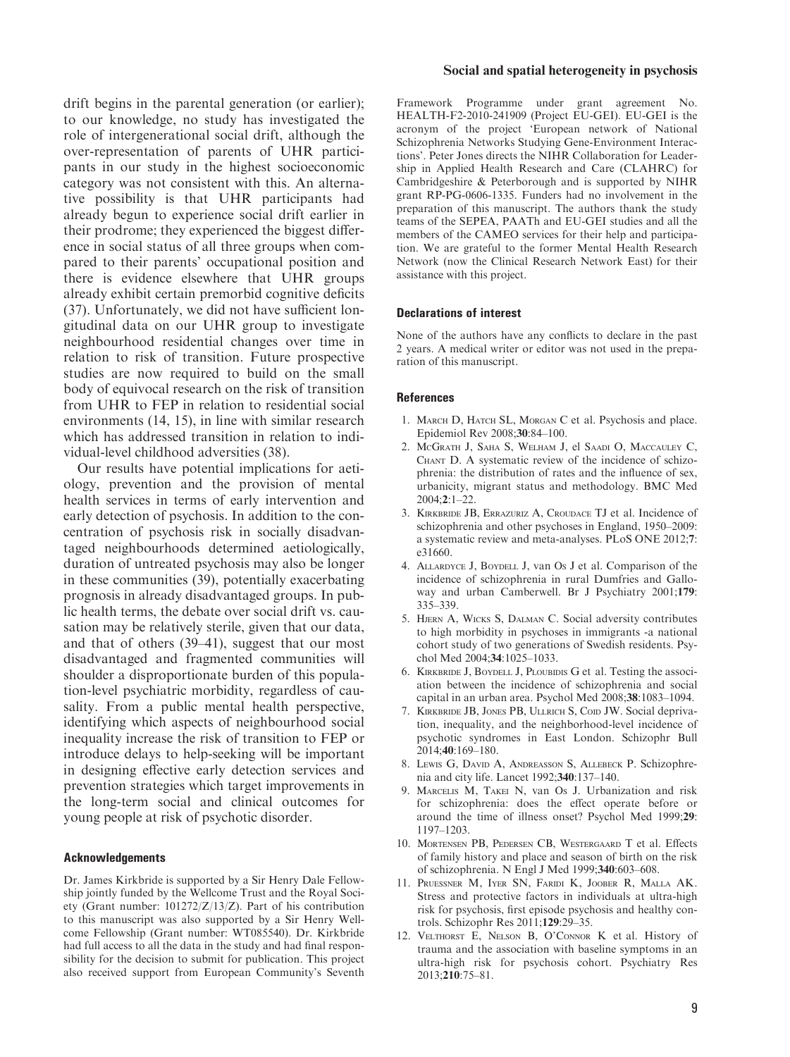drift begins in the parental generation (or earlier); to our knowledge, no study has investigated the role of intergenerational social drift, although the over-representation of parents of UHR participants in our study in the highest socioeconomic category was not consistent with this. An alternative possibility is that UHR participants had already begun to experience social drift earlier in their prodrome; they experienced the biggest difference in social status of all three groups when compared to their parents' occupational position and there is evidence elsewhere that UHR groups already exhibit certain premorbid cognitive deficits (37). Unfortunately, we did not have sufficient longitudinal data on our UHR group to investigate neighbourhood residential changes over time in relation to risk of transition. Future prospective studies are now required to build on the small body of equivocal research on the risk of transition from UHR to FEP in relation to residential social environments (14, 15), in line with similar research which has addressed transition in relation to individual-level childhood adversities (38).

Our results have potential implications for aetiology, prevention and the provision of mental health services in terms of early intervention and early detection of psychosis. In addition to the concentration of psychosis risk in socially disadvantaged neighbourhoods determined aetiologically, duration of untreated psychosis may also be longer in these communities (39), potentially exacerbating prognosis in already disadvantaged groups. In public health terms, the debate over social drift vs. causation may be relatively sterile, given that our data, and that of others (39–41), suggest that our most disadvantaged and fragmented communities will shoulder a disproportionate burden of this population-level psychiatric morbidity, regardless of causality. From a public mental health perspective, identifying which aspects of neighbourhood social inequality increase the risk of transition to FEP or introduce delays to help-seeking will be important in designing effective early detection services and prevention strategies which target improvements in the long-term social and clinical outcomes for young people at risk of psychotic disorder.

## Acknowledgements

Dr. James Kirkbride is supported by a Sir Henry Dale Fellowship jointly funded by the Wellcome Trust and the Royal Society (Grant number: 101272/Z/13/Z). Part of his contribution to this manuscript was also supported by a Sir Henry Wellcome Fellowship (Grant number: WT085540). Dr. Kirkbride had full access to all the data in the study and had final responsibility for the decision to submit for publication. This project also received support from European Community's Seventh Framework Programme under grant agreement No. HEALTH-F2-2010-241909 (Project EU-GEI). EU-GEI is the acronym of the project 'European network of National Schizophrenia Networks Studying Gene-Environment Interactions'. Peter Jones directs the NIHR Collaboration for Leadership in Applied Health Research and Care (CLAHRC) for Cambridgeshire & Peterborough and is supported by NIHR grant RP-PG-0606-1335. Funders had no involvement in the preparation of this manuscript. The authors thank the study teams of the SEPEA, PAATh and EU-GEI studies and all the members of the CAMEO services for their help and participation. We are grateful to the former Mental Health Research Network (now the Clinical Research Network East) for their assistance with this project.

## Declarations of interest

None of the authors have any conflicts to declare in the past 2 years. A medical writer or editor was not used in the preparation of this manuscript.

## References

1. March D, Hatch SL, Morgan C et al. Psychosis and place. Epidemiol Rev 2008;**30**:84–100.
2. McGrath J, Saha S, Welham J, el Saadi O, Maccauley C, Chant D. A systematic review of the incidence of schizophrenia: the distribution of rates and the influence of sex, urbanicity, migrant status and methodology. BMC Med 2004;**2**:1–22.
3. Kirkbride JB, Errazuriz A, Croudace TJ et al. Incidence of schizophrenia and other psychoses in England, 1950–2009: a systematic review and meta-analyses. PLoS ONE 2012;**7**: e31660.
4. Allardyce J, Boydell J, van Os J et al. Comparison of the incidence of schizophrenia in rural Dumfries and Galloway and urban Camberwell. Br J Psychiatry 2001;**179**: 335–339.
5. Hjern A, Wicks S, Dalman C. Social adversity contributes to high morbidity in psychoses in immigrants -a national cohort study of two generations of Swedish residents. Psychol Med 2004;**34**:1025–1033.
6. Kirkbride J, Boydell J, Ploubidis G et al. Testing the association between the incidence of schizophrenia and social capital in an urban area. Psychol Med 2008;**38**:1083–1094.
7. Kirkbride JB, Jones PB, Ullrich S, Coid JW. Social deprivation, inequality, and the neighborhood-level incidence of psychotic syndromes in East London. Schizophr Bull 2014;**40**:169–180.
8. Lewis G, David A, Andreasson S, Allebeck P. Schizophrenia and city life. Lancet 1992;**340**:137–140.
9. Marcelis M, Takei N, van Os J. Urbanization and risk for schizophrenia: does the effect operate before or around the time of illness onset? Psychol Med 1999;**29**: 1197–1203.
10. Mortensen PB, Pedersen CB, Westergaard T et al. Effects of family history and place and season of birth on the risk of schizophrenia. N Engl J Med 1999;**340**:603–608.
11. Pruessner M, Iyer SN, Faridi K, Joober R, Malla AK. Stress and protective factors in individuals at ultra-high risk for psychosis, first episode psychosis and healthy controls. Schizophr Res 2011;**129**:29–35.
12. Velthorst E, Nelson B, O'Connor K et al. History of trauma and the association with baseline symptoms in an ultra-high risk for psychosis cohort. Psychiatry Res 2013;**210**:75–81.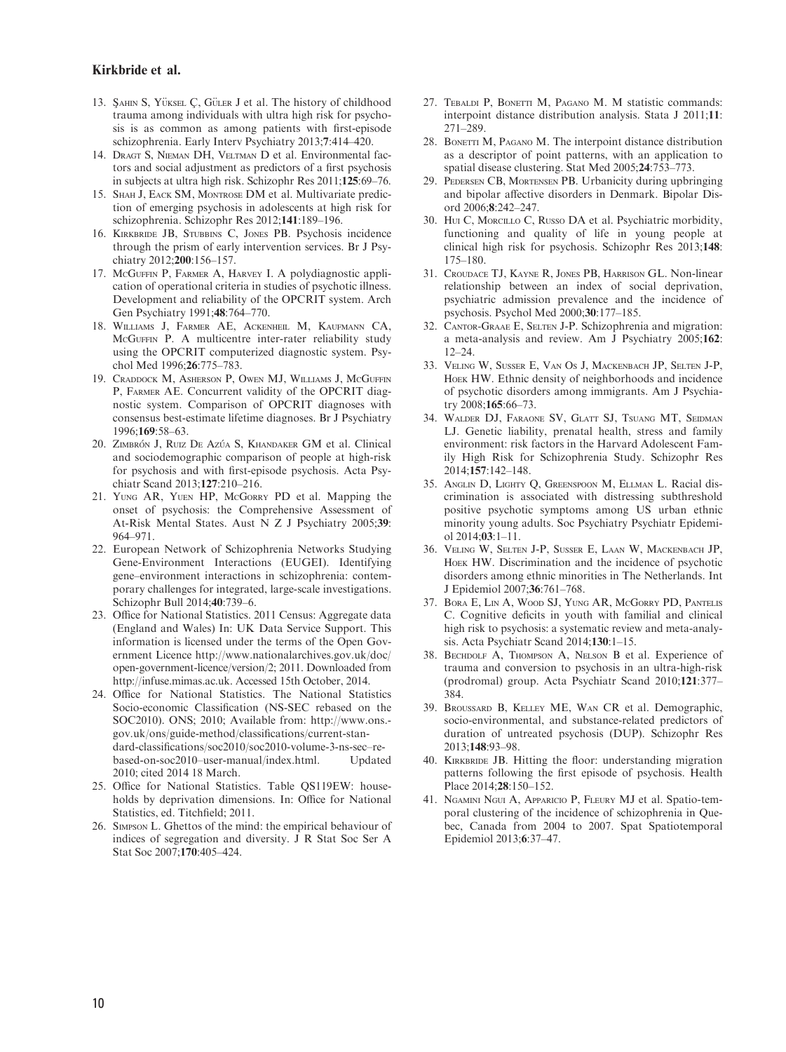13. Şahin S, Yüksel Ç, Güler J et al. The history of childhood trauma among individuals with ultra high risk for psychosis is as common as among patients with first-episode schizophrenia. Early Interv Psychiatry 2013;**7**:414–420.
14. Dragt S, Nieman DH, Veltman D et al. Environmental factors and social adjustment as predictors of a first psychosis in subjects at ultra high risk. Schizophr Res 2011;**125**:69–76.
15. Shah J, Eack SM, Montrose DM et al. Multivariate prediction of emerging psychosis in adolescents at high risk for schizophrenia. Schizophr Res 2012;**141**:189–196.
16. Kirkbride JB, Stubbins C, Jones PB. Psychosis incidence through the prism of early intervention services. Br J Psychiatry 2012;**200**:156–157.
17. McGuffin P, Farmer A, Harvey I. A polydiagnostic application of operational criteria in studies of psychotic illness. Development and reliability of the OPCRIT system. Arch Gen Psychiatry 1991;**48**:764–770.
18. Williams J, Farmer AE, Ackenheil M, Kaufmann CA, McGuffin P. A multicentre inter-rater reliability study using the OPCRIT computerized diagnostic system. Psychol Med 1996;**26**:775–783.
19. Craddock M, Asherson P, Owen MJ, Williams J, McGuffin P, Farmer AE. Concurrent validity of the OPCRIT diagnostic system. Comparison of OPCRIT diagnoses with consensus best-estimate lifetime diagnoses. Br J Psychiatry 1996;**169**:58–63.
20. Zimbrón J, Ruiz De Azúa S, Khandaker GM et al. Clinical and sociodemographic comparison of people at high-risk for psychosis and with first-episode psychosis. Acta Psychiatr Scand 2013;**127**:210–216.
21. Yung AR, Yuen HP, McGorry PD et al. Mapping the onset of psychosis: the Comprehensive Assessment of At-Risk Mental States. Aust N Z J Psychiatry 2005;**39**: 964–971.
22. European Network of Schizophrenia Networks Studying Gene-Environment Interactions (EUGEI). Identifying gene–environment interactions in schizophrenia: contemporary challenges for integrated, large-scale investigations. Schizophr Bull 2014;**40**:739–6.
23. Office for National Statistics. 2011 Census: Aggregate data (England and Wales) In: UK Data Service Support. This information is licensed under the terms of the Open Government Licence http://www.nationalarchives.gov.uk/doc/open-government-licence/version/2; 2011. Downloaded from http://infuse.mimas.ac.uk. Accessed 15th October, 2014.
24. Office for National Statistics. The National Statistics Socio-economic Classification (NS-SEC rebased on the SOC2010). ONS; 2010; Available from: http://www.ons.gov.uk/ons/guide-method/classifications/current-standard-classifications/soc2010/soc2010-volume-3-ns-sec–rebased-on-soc2010–user-manual/index.html. Updated 2010; cited 2014 18 March.
25. Office for National Statistics. Table QS119EW: households by deprivation dimensions. In: Office for National Statistics, ed. Titchfield; 2011.
26. Simpson L. Ghettos of the mind: the empirical behaviour of indices of segregation and diversity. J R Stat Soc Ser A Stat Soc 2007;**170**:405–424.
27. Tebaldi P, Bonetti M, Pagano M. M statistic commands: interpoint distance distribution analysis. Stata J 2011;**11**: 271–289.
28. Bonetti M, Pagano M. The interpoint distance distribution as a descriptor of point patterns, with an application to spatial disease clustering. Stat Med 2005;**24**:753–773.
29. Pedersen CB, Mortensen PB. Urbanicity during upbringing and bipolar affective disorders in Denmark. Bipolar Disord 2006;**8**:242–247.
30. Hui C, Morcillo C, Russo DA et al. Psychiatric morbidity, functioning and quality of life in young people at clinical high risk for psychosis. Schizophr Res 2013;**148**: 175–180.
31. Croudace TJ, Kayne R, Jones PB, Harrison GL. Non-linear relationship between an index of social deprivation, psychiatric admission prevalence and the incidence of psychosis. Psychol Med 2000;**30**:177–185.
32. Cantor-Graae E, Selten J-P. Schizophrenia and migration: a meta-analysis and review. Am J Psychiatry 2005;**162**: 12–24.
33. Veling W, Susser E, Van Os J, Mackenbach JP, Selten J-P, Hoek HW. Ethnic density of neighborhoods and incidence of psychotic disorders among immigrants. Am J Psychiatry 2008;**165**:66–73.
34. Walder DJ, Faraone SV, Glatt SJ, Tsuang MT, Seidman LJ. Genetic liability, prenatal health, stress and family environment: risk factors in the Harvard Adolescent Family High Risk for Schizophrenia Study. Schizophr Res 2014;**157**:142–148.
35. Anglin D, Lighty Q, Greenspoon M, Ellman L. Racial discrimination is associated with distressing subthreshold positive psychotic symptoms among US urban ethnic minority young adults. Soc Psychiatry Psychiatr Epidemiol 2014;**03**:1–11.
36. Veling W, Selten J-P, Susser E, Laan W, Mackenbach JP, Hoek HW. Discrimination and the incidence of psychotic disorders among ethnic minorities in The Netherlands. Int J Epidemiol 2007;**36**:761–768.
37. Bora E, Lin A, Wood SJ, Yung AR, McGorry PD, Pantelis C. Cognitive deficits in youth with familial and clinical high risk to psychosis: a systematic review and meta-analysis. Acta Psychiatr Scand 2014;**130**:1–15.
38. Bechdolf A, Thompson A, Nelson B et al. Experience of trauma and conversion to psychosis in an ultra-high-risk (prodromal) group. Acta Psychiatr Scand 2010;**121**:377–384.
39. Broussard B, Kelley ME, Wan CR et al. Demographic, socio-environmental, and substance-related predictors of duration of untreated psychosis (DUP). Schizophr Res 2013;**148**:93–98.
40. Kirkbride JB. Hitting the floor: understanding migration patterns following the first episode of psychosis. Health Place 2014;**28**:150–152.
41. Ngamini Ngui A, Apparicio P, Fleury MJ et al. Spatio-temporal clustering of the incidence of schizophrenia in Quebec, Canada from 2004 to 2007. Spat Spatiotemporal Epidemiol 2013;**6**:37–47.